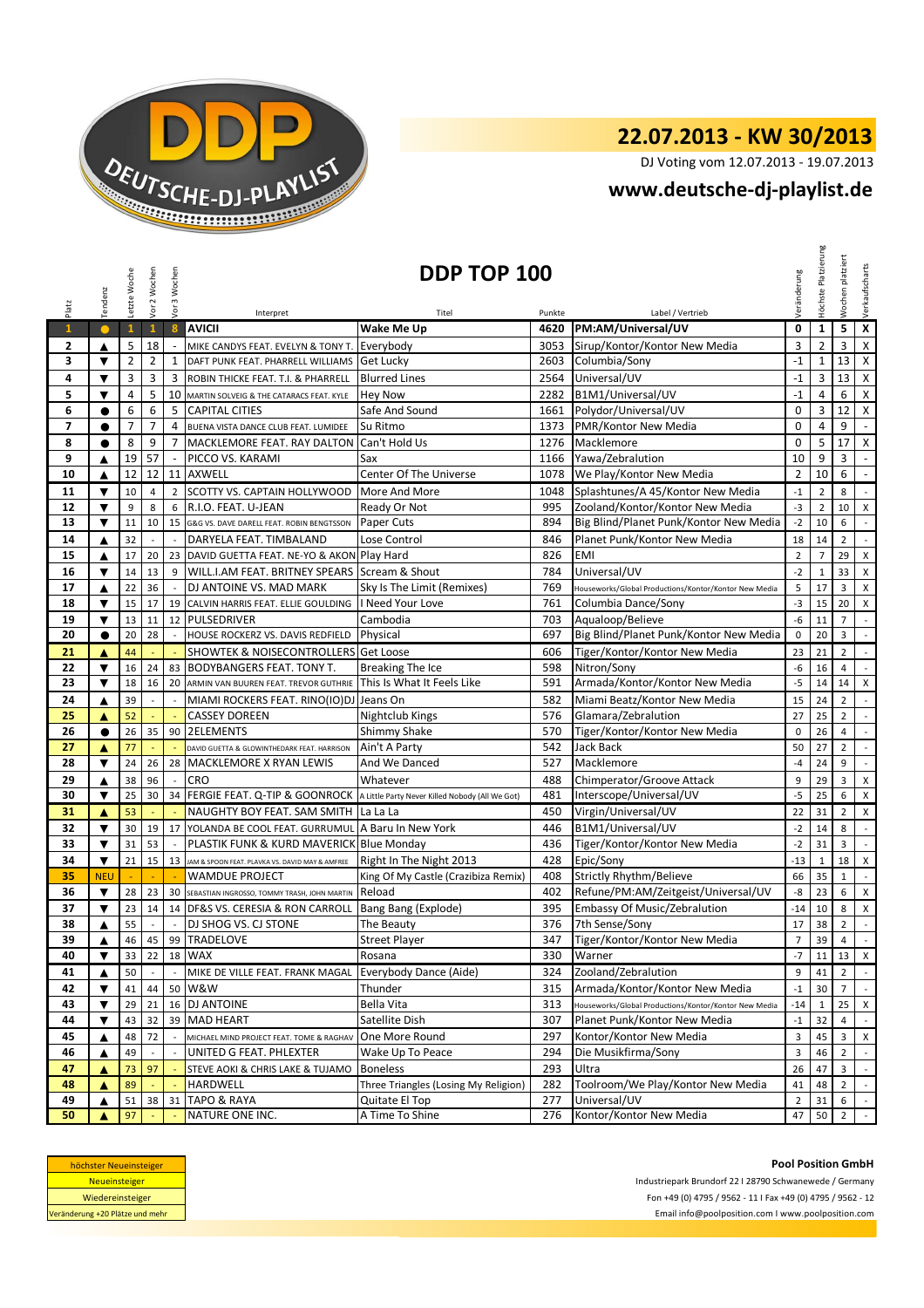# 22.07.2013 - KW 30/2013

DJ Voting vom 12.07.2013 - 19.07.2013

## www.deutsche-dj-playlist.de

## DDP TOP 100

| Platz | Tendenz | Letzte Woche | Vor 2 Wochen | Vor 3 Wochen | Interpret | Titel | Punkte | Label / Vertrieb | Veränderung | Höchste Platzierung | Wochen platziert | Verkaufscharts |
|---|---|---|---|---|---|---|---|---|---|---|---|---|
| 1 | ● | 1 | 1 | 8 | AVICII | Wake Me Up | 4620 | PM:AM/Universal/UV | 0 | 1 | 5 | X |
| 2 | ▲ | 5 | 18 | - | MIKE CANDYS FEAT. EVELYN & TONY T. | Everybody | 3053 | Sirup/Kontor/Kontor New Media | 3 | 2 | 3 | X |
| 3 | ▼ | 2 | 2 | 1 | DAFT PUNK FEAT. PHARRELL WILLIAMS | Get Lucky | 2603 | Columbia/Sony | -1 | 1 | 13 | X |
| 4 | ▼ | 3 | 3 | 3 | ROBIN THICKE FEAT. T.I. & PHARRELL | Blurred Lines | 2564 | Universal/UV | -1 | 3 | 13 | X |
| 5 | ▼ | 4 | 5 | 10 | MARTIN SOLVEIG & THE CATARACS FEAT. KYLE | Hey Now | 2282 | B1M1/Universal/UV | -1 | 4 | 6 | X |
| 6 | ● | 6 | 6 | 5 | CAPITAL CITIES | Safe And Sound | 1661 | Polydor/Universal/UV | 0 | 3 | 12 | X |
| 7 | ● | 7 | 7 | 4 | BUENA VISTA DANCE CLUB FEAT. LUMIDEE | Su Ritmo | 1373 | PMR/Kontor New Media | 0 | 4 | 9 | - |
| 8 | ● | 8 | 9 | 7 | MACKLEMORE FEAT. RAY DALTON | Can't Hold Us | 1276 | Macklemore | 0 | 5 | 17 | X |
| 9 | ▲ | 19 | 57 | - | PICCO VS. KARAMI | Sax | 1166 | Yawa/Zebralution | 10 | 9 | 3 | - |
| 10 | ▲ | 12 | 12 | 11 | AXWELL | Center Of The Universe | 1078 | We Play/Kontor New Media | 2 | 10 | 6 | - |
| 11 | ▼ | 10 | 4 | 2 | SCOTTY VS. CAPTAIN HOLLYWOOD | More And More | 1048 | Splashtunes/A 45/Kontor New Media | -1 | 2 | 8 | - |
| 12 | ▼ | 9 | 8 | 6 | R.I.O. FEAT. U-JEAN | Ready Or Not | 995 | Zooland/Kontor/Kontor New Media | -3 | 2 | 10 | X |
| 13 | ▼ | 11 | 10 | 15 | G&G VS. DAVE DARELL FEAT. ROBIN BENGTSSON | Paper Cuts | 894 | Big Blind/Planet Punk/Kontor New Media | -2 | 10 | 6 | - |
| 14 | ▲ | 32 | - | - | DARYELA FEAT. TIMBALAND | Lose Control | 846 | Planet Punk/Kontor New Media | 18 | 14 | 2 | - |
| 15 | ▲ | 17 | 20 | 23 | DAVID GUETTA FEAT. NE-YO & AKON | Play Hard | 826 | EMI | 2 | 7 | 29 | X |
| 16 | ▼ | 14 | 13 | 9 | WILL.I.AM FEAT. BRITNEY SPEARS | Scream & Shout | 784 | Universal/UV | -2 | 1 | 33 | X |
| 17 | ▲ | 22 | 36 | - | DJ ANTOINE VS. MAD MARK | Sky Is The Limit (Remixes) | 769 | Houseworks/Global Productions/Kontor/Kontor New Media | 5 | 17 | 3 | X |
| 18 | ▼ | 15 | 17 | 19 | CALVIN HARRIS FEAT. ELLIE GOULDING | I Need Your Love | 761 | Columbia Dance/Sony | -3 | 15 | 20 | X |
| 19 | ▼ | 13 | 11 | 12 | PULSEDRIVER | Cambodia | 703 | Aqualoop/Believe | -6 | 11 | 7 | - |
| 20 | ● | 20 | 28 | - | HOUSE ROCKERZ VS. DAVIS REDFIELD | Physical | 697 | Big Blind/Planet Punk/Kontor New Media | 0 | 20 | 3 | - |
| 21 | ▲ | 44 | - | - | SHOWTEK & NOISECONTROLLERS | Get Loose | 606 | Tiger/Kontor/Kontor New Media | 23 | 21 | 2 | - |
| 22 | ▼ | 16 | 24 | 83 | BODYBANGERS FEAT. TONY T. | Breaking The Ice | 598 | Nitron/Sony | -6 | 16 | 4 | - |
| 23 | ▼ | 18 | 16 | 20 | ARMIN VAN BUUREN FEAT. TREVOR GUTHRIE | This Is What It Feels Like | 591 | Armada/Kontor/Kontor New Media | -5 | 14 | 14 | X |
| 24 | ▲ | 39 | - | - | MIAMI ROCKERS FEAT. RINO(IO)DJ | Jeans On | 582 | Miami Beatz/Kontor New Media | 15 | 24 | 2 | - |
| 25 | ▲ | 52 | - | - | CASSEY DOREEN | Nightclub Kings | 576 | Glamara/Zebralution | 27 | 25 | 2 | - |
| 26 | ● | 26 | 35 | 90 | 2ELEMENTS | Shimmy Shake | 570 | Tiger/Kontor/Kontor New Media | 0 | 26 | 4 | - |
| 27 | ▲ | 77 | - | - | DAVID GUETTA & GLOWINTHEDARK FEAT. HARRISON | Ain't A Party | 542 | Jack Back | 50 | 27 | 2 | - |
| 28 | ▼ | 24 | 26 | 28 | MACKLEMORE X RYAN LEWIS | And We Danced | 527 | Macklemore | -4 | 24 | 9 | - |
| 29 | ▲ | 38 | 96 | - | CRO | Whatever | 488 | Chimperator/Groove Attack | 9 | 29 | 3 | X |
| 30 | ▼ | 25 | 30 | 34 | FERGIE FEAT. Q-TIP & GOONROCK | A Little Party Never Killed Nobody (All We Got) | 481 | Interscope/Universal/UV | -5 | 25 | 6 | X |
| 31 | ▲ | 53 | - | - | NAUGHTY BOY FEAT. SAM SMITH | La La La | 450 | Virgin/Universal/UV | 22 | 31 | 2 | X |
| 32 | ▼ | 30 | 19 | 17 | YOLANDA BE COOL FEAT. GURRUMUL | A Baru In New York | 446 | B1M1/Universal/UV | -2 | 14 | 8 | - |
| 33 | ▼ | 31 | 53 | - | PLASTIK FUNK & KURD MAVERICK | Blue Monday | 436 | Tiger/Kontor/Kontor New Media | -2 | 31 | 3 | - |
| 34 | ▼ | 21 | 15 | 13 | JAM & SPOON FEAT. PLAVKA VS. DAVID MAY & AMFREE | Right In The Night 2013 | 428 | Epic/Sony | -13 | 1 | 18 | X |
| 35 | NEU | - | - | - | WAMDUE PROJECT | King Of My Castle (Crazibiza Remix) | 408 | Strictly Rhythm/Believe | 66 | 35 | 1 | - |
| 36 | ▼ | 28 | 23 | 30 | SEBASTIAN INGROSSO, TOMMY TRASH, JOHN MARTIN | Reload | 402 | Refune/PM:AM/Zeitgeist/Universal/UV | -8 | 23 | 6 | X |
| 37 | ▼ | 23 | 14 | 14 | DF&S VS. CERESIA & RON CARROLL | Bang Bang (Explode) | 395 | Embassy Of Music/Zebralution | -14 | 10 | 8 | X |
| 38 | ▲ | 55 | - | - | DJ SHOG VS. CJ STONE | The Beauty | 376 | 7th Sense/Sony | 17 | 38 | 2 | - |
| 39 | ▲ | 46 | 45 | 99 | TRADELOVE | Street Player | 347 | Tiger/Kontor/Kontor New Media | 7 | 39 | 4 | - |
| 40 | ▼ | 33 | 22 | 18 | WAX | Rosana | 330 | Warner | -7 | 11 | 13 | X |
| 41 | ▲ | 50 | - | - | MIKE DE VILLE FEAT. FRANK MAGAL | Everybody Dance (Aide) | 324 | Zooland/Zebralution | 9 | 41 | 2 | - |
| 42 | ▼ | 41 | 44 | 50 | W&W | Thunder | 315 | Armada/Kontor/Kontor New Media | -1 | 30 | 7 | - |
| 43 | ▼ | 29 | 21 | 16 | DJ ANTOINE | Bella Vita | 313 | Houseworks/Global Productions/Kontor/Kontor New Media | -14 | 1 | 25 | X |
| 44 | ▼ | 43 | 32 | 39 | MAD HEART | Satellite Dish | 307 | Planet Punk/Kontor New Media | -1 | 32 | 4 | - |
| 45 | ▲ | 48 | 72 | - | MICHAEL MIND PROJECT FEAT. TOME & RAGHAV | One More Round | 297 | Kontor/Kontor New Media | 3 | 45 | 3 | X |
| 46 | ▲ | 49 | - | - | UNITED G FEAT. PHLEXTER | Wake Up To Peace | 294 | Die Musikfirma/Sony | 3 | 46 | 2 | - |
| 47 | ▲ | 73 | 97 | - | STEVE AOKI & CHRIS LAKE & TUJAMO | Boneless | 293 | Ultra | 26 | 47 | 3 | - |
| 48 | ▲ | 89 | - | - | HARDWELL | Three Triangles (Losing My Religion) | 282 | Toolroom/We Play/Kontor New Media | 41 | 48 | 2 | - |
| 49 | ▲ | 51 | 38 | 31 | TAPO & RAYA | Quitate El Top | 277 | Universal/UV | 2 | 31 | 6 | - |
| 50 | ▲ | 97 | - | - | NATURE ONE INC. | A Time To Shine | 276 | Kontor/Kontor New Media | 47 | 50 | 2 | - |

höchster Neueinsteiger
Neueinsteiger
Wiedereinsteiger
Veränderung +20 Plätze und mehr

**Pool Position GmbH**

Industriepark Brundorf 22 I 28790 Schwanewede / Germany
Fon +49 (0) 4795 / 9562 - 11 I Fax +49 (0) 4795 / 9562 - 12
Email info@poolposition.com I www.poolposition.com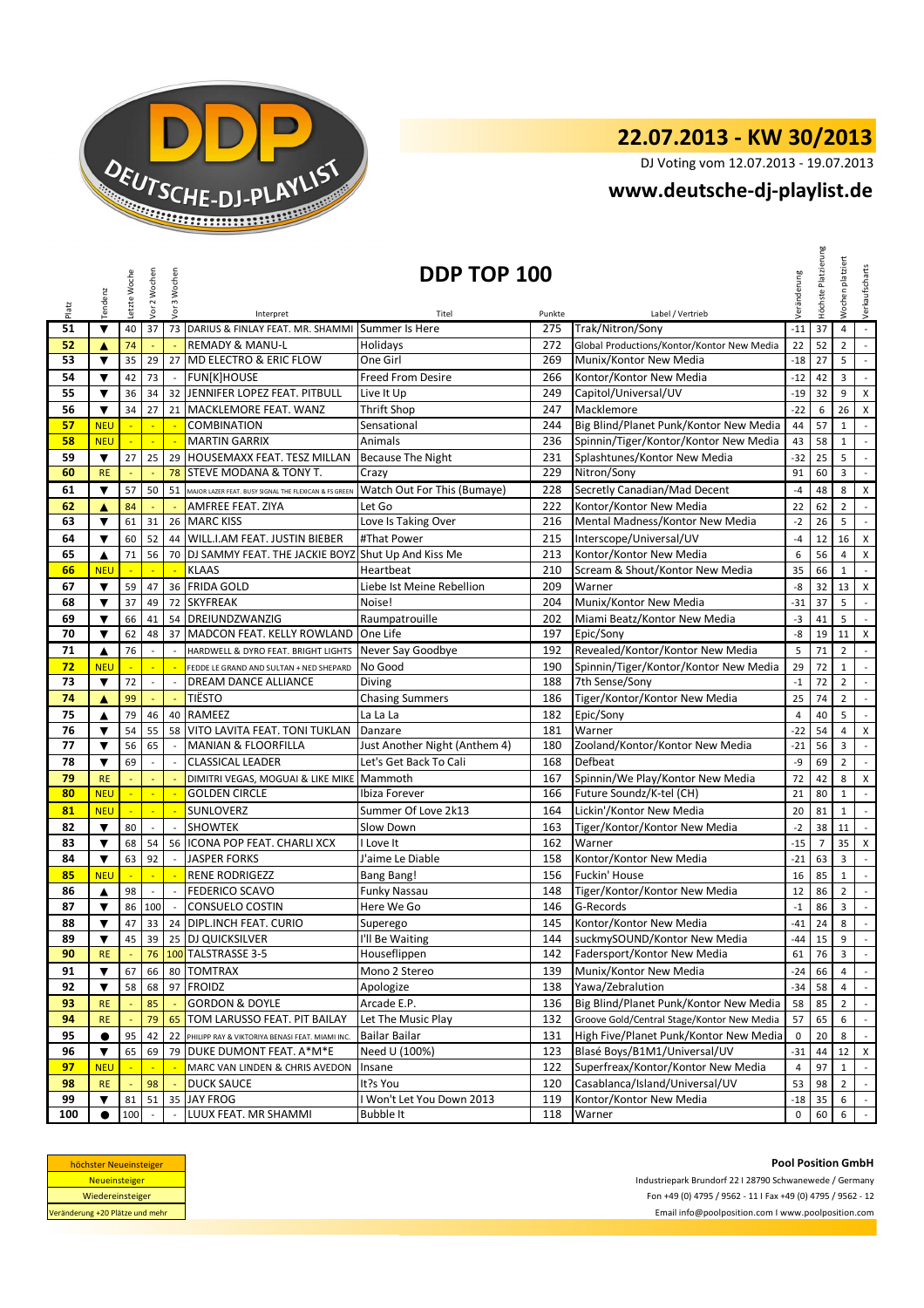# 22.07.2013 - KW 30/2013

DJ Voting vom 12.07.2013 - 19.07.2013

## www.deutsche-dj-playlist.de

## DDP TOP 100

| Platz | Tendenz | Letzte Woche | Vor 2 Wochen | Vor 3 Wochen | Interpret | Titel | Punkte | Label / Vertrieb | Veränderung | Höchste Platzierung | Wochen platziert | Verkaufscharts |
|---|---|---|---|---|---|---|---|---|---|---|---|---|
| 51 | ▼ | 40 | 37 | 73 | DARIUS & FINLAY FEAT. MR. SHAMMI | Summer Is Here | 275 | Trak/Nitron/Sony | -11 | 37 | 4 | - |
| 52 | ▲ | 74 | - | - | REMADY & MANU-L | Holidays | 272 | Global Productions/Kontor/Kontor New Media | 22 | 52 | 2 | - |
| 53 | ▼ | 35 | 29 | 27 | MD ELECTRO & ERIC FLOW | One Girl | 269 | Munix/Kontor New Media | -18 | 27 | 5 | - |
| 54 | ▼ | 42 | 73 | - | FUN[K]HOUSE | Freed From Desire | 266 | Kontor/Kontor New Media | -12 | 42 | 3 | - |
| 55 | ▼ | 36 | 34 | 32 | JENNIFER LOPEZ FEAT. PITBULL | Live It Up | 249 | Capitol/Universal/UV | -19 | 32 | 9 | X |
| 56 | ▼ | 34 | 27 | 21 | MACKLEMORE FEAT. WANZ | Thrift Shop | 247 | Macklemore | -22 | 6 | 26 | X |
| 57 | NEU | - | - | - | COMBINATION | Sensational | 244 | Big Blind/Planet Punk/Kontor New Media | 44 | 57 | 1 | - |
| 58 | NEU | - | - | - | MARTIN GARRIX | Animals | 236 | Spinnin/Tiger/Kontor/Kontor New Media | 43 | 58 | 1 | - |
| 59 | ▼ | 27 | 25 | 29 | HOUSEMAXX FEAT. TESZ MILLAN | Because The Night | 231 | Splashtunes/Kontor New Media | -32 | 25 | 5 | - |
| 60 | RE | - | - | 78 | STEVE MODANA & TONY T. | Crazy | 229 | Nitron/Sony | 91 | 60 | 3 | - |
| 61 | ▼ | 57 | 50 | 51 | MAJOR LAZER FEAT. BUSY SIGNAL THE FLEXICAN & FS GREEN | Watch Out For This (Bumaye) | 228 | Secretly Canadian/Mad Decent | -4 | 48 | 8 | X |
| 62 | ▲ | 84 | - | - | AMFREE FEAT. ZIYA | Let Go | 222 | Kontor/Kontor New Media | 22 | 62 | 2 | - |
| 63 | ▼ | 61 | 31 | 26 | MARC KISS | Love Is Taking Over | 216 | Mental Madness/Kontor New Media | -2 | 26 | 5 | - |
| 64 | ▼ | 60 | 52 | 44 | WILL.I.AM FEAT. JUSTIN BIEBER | #That Power | 215 | Interscope/Universal/UV | -4 | 12 | 16 | X |
| 65 | ▲ | 71 | 56 | 70 | DJ SAMMY FEAT. THE JACKIE BOYZ | Shut Up And Kiss Me | 213 | Kontor/Kontor New Media | 6 | 56 | 4 | X |
| 66 | NEU | - | - | - | KLAAS | Heartbeat | 210 | Scream & Shout/Kontor New Media | 35 | 66 | 1 | - |
| 67 | ▼ | 59 | 47 | 36 | FRIDA GOLD | Liebe Ist Meine Rebellion | 209 | Warner | -8 | 32 | 13 | X |
| 68 | ▼ | 37 | 49 | 72 | SKYFREAK | Noise! | 204 | Munix/Kontor New Media | -31 | 37 | 5 | - |
| 69 | ▼ | 66 | 41 | 54 | DREIUNDZWANZIG | Raumpatrouille | 202 | Miami Beatz/Kontor New Media | -3 | 41 | 5 | - |
| 70 | ▼ | 62 | 48 | 37 | MADCON FEAT. KELLY ROWLAND | One Life | 197 | Epic/Sony | -8 | 19 | 11 | X |
| 71 | ▲ | 76 | - | - | HARDWELL & DYRO FEAT. BRIGHT LIGHTS | Never Say Goodbye | 192 | Revealed/Kontor/Kontor New Media | 5 | 71 | 2 | - |
| 72 | NEU | - | - | - | FEDDE LE GRAND AND SULTAN + NED SHEPARD | No Good | 190 | Spinnin/Tiger/Kontor/Kontor New Media | 29 | 72 | 1 | - |
| 73 | ▼ | 72 | - | - | DREAM DANCE ALLIANCE | Diving | 188 | 7th Sense/Sony | -1 | 72 | 2 | - |
| 74 | ▲ | 99 | - | - | TIËSTO | Chasing Summers | 186 | Tiger/Kontor/Kontor New Media | 25 | 74 | 2 | - |
| 75 | ▲ | 79 | 46 | 40 | RAMEEZ | La La La | 182 | Epic/Sony | 4 | 40 | 5 | - |
| 76 | ▼ | 54 | 55 | 58 | VITO LAVITA FEAT. TONI TUKLAN | Danzare | 181 | Warner | -22 | 54 | 4 | X |
| 77 | ▼ | 56 | 65 | - | MANIAN & FLOORFILLA | Just Another Night (Anthem 4) | 180 | Zooland/Kontor/Kontor New Media | -21 | 56 | 3 | - |
| 78 | ▼ | 69 | - | - | CLASSICAL LEADER | Let's Get Back To Cali | 168 | Defbeat | -9 | 69 | 2 | - |
| 79 | RE | - | - | - | DIMITRI VEGAS, MOGUAI & LIKE MIKE | Mammoth | 167 | Spinnin/We Play/Kontor New Media | 72 | 42 | 8 | X |
| 80 | NEU | - | - | - | GOLDEN CIRCLE | Ibiza Forever | 166 | Future Soundz/K-tel (CH) | 21 | 80 | 1 | - |
| 81 | NEU | - | - | - | SUNLOVERZ | Summer Of Love 2k13 | 164 | Lickin'/Kontor New Media | 20 | 81 | 1 | - |
| 82 | ▼ | 80 | - | - | SHOWTEK | Slow Down | 163 | Tiger/Kontor/Kontor New Media | -2 | 38 | 11 | - |
| 83 | ▼ | 68 | 54 | 56 | ICONA POP FEAT. CHARLI XCX | I Love It | 162 | Warner | -15 | 7 | 35 | X |
| 84 | ▼ | 63 | 92 | - | JASPER FORKS | J'aime Le Diable | 158 | Kontor/Kontor New Media | -21 | 63 | 3 | - |
| 85 | NEU | - | - | - | RENE RODRIGEZZ | Bang Bang! | 156 | Fuckin' House | 16 | 85 | 1 | - |
| 86 | ▲ | 98 | - | - | FEDERICO SCAVO | Funky Nassau | 148 | Tiger/Kontor/Kontor New Media | 12 | 86 | 2 | - |
| 87 | ▼ | 86 | 100 | - | CONSUELO COSTIN | Here We Go | 146 | G-Records | -1 | 86 | 3 | - |
| 88 | ▼ | 47 | 33 | 24 | DIPL.INCH FEAT. CURIO | Superego | 145 | Kontor/Kontor New Media | -41 | 24 | 8 | - |
| 89 | ▼ | 45 | 39 | 25 | DJ QUICKSILVER | I'll Be Waiting | 144 | suckmySOUND/Kontor New Media | -44 | 15 | 9 | - |
| 90 | RE | - | 76 | 100 | TALSTRASSE 3-5 | Houseflippen | 142 | Fadersport/Kontor New Media | 61 | 76 | 3 | - |
| 91 | ▼ | 67 | 66 | 80 | TOMTRAX | Mono 2 Stereo | 139 | Munix/Kontor New Media | -24 | 66 | 4 | - |
| 92 | ▼ | 58 | 68 | 97 | FROIDZ | Apologize | 138 | Yawa/Zebralution | -34 | 58 | 4 | - |
| 93 | RE | - | 85 | - | GORDON & DOYLE | Arcade E.P. | 136 | Big Blind/Planet Punk/Kontor New Media | 58 | 85 | 2 | - |
| 94 | RE | - | 79 | 65 | TOM LARUSSO FEAT. PIT BAILAY | Let The Music Play | 132 | Groove Gold/Central Stage/Kontor New Media | 57 | 65 | 6 | - |
| 95 | ● | 95 | 42 | 22 | PHILIPP RAY & VIKTORIYA BENASI FEAT. MIAMI INC. | Bailar Bailar | 131 | High Five/Planet Punk/Kontor New Media | 0 | 20 | 8 | - |
| 96 | ▼ | 65 | 69 | 79 | DUKE DUMONT FEAT. A*M*E | Need U (100%) | 123 | Blasé Boys/B1M1/Universal/UV | -31 | 44 | 12 | X |
| 97 | NEU | - | - | - | MARC VAN LINDEN & CHRIS AVEDON | Insane | 122 | Superfreax/Kontor/Kontor New Media | 4 | 97 | 1 | - |
| 98 | RE | - | 98 | - | DUCK SAUCE | It?s You | 120 | Casablanca/Island/Universal/UV | 53 | 98 | 2 | - |
| 99 | ▼ | 81 | 51 | 35 | JAY FROG | I Won't Let You Down 2013 | 119 | Kontor/Kontor New Media | -18 | 35 | 6 | - |
| 100 | ● | 100 | - | - | LUUX FEAT. MR SHAMMI | Bubble It | 118 | Warner | 0 | 60 | 6 | - |

höchster Neueinsteiger
Neueinsteiger
Wiedereinsteiger
Veränderung +20 Plätze und mehr

**Pool Position GmbH**

Industriepark Brundorf 22 I 28790 Schwanewede / Germany

Fon +49 (0) 4795 / 9562 - 11 I Fax +49 (0) 4795 / 9562 - 12

Email info@poolposition.com I www.poolposition.com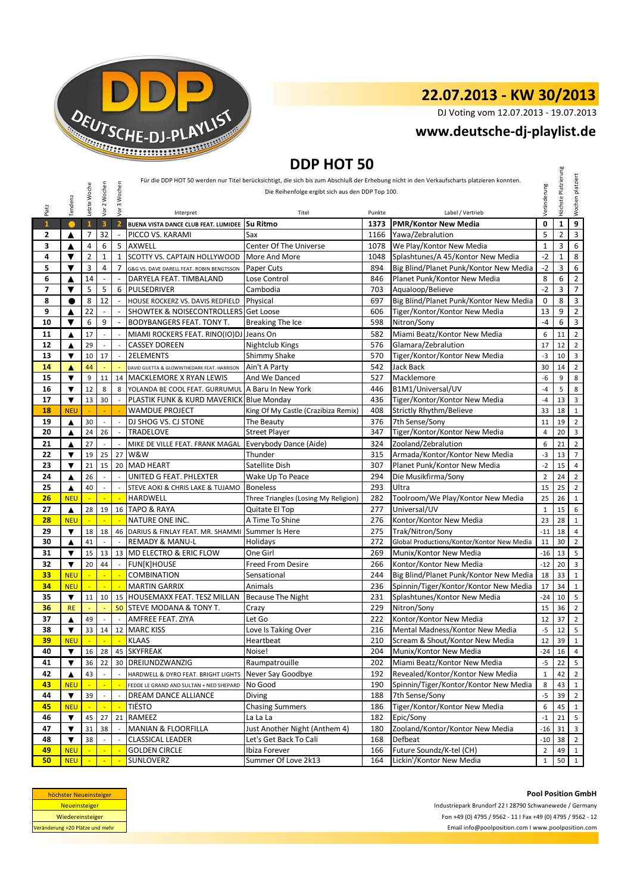DEUTSCHE-DJ-PLAYLIST

# 22.07.2013 - KW 30/2013

DJ Voting vom 12.07.2013 - 19.07.2013

**www.deutsche-dj-playlist.de**

## DDP HOT 50

Für die DDP HOT 50 werden nur Titel berücksichtigt, die sich bis zum Abschluß der Erhebung nicht in den Verkaufscharts platzieren konnten.
Die Reihenfolge ergibt sich aus der DDP Top 100.

| Platz | Tendenz | Letzte Woche | Vor 2 Wochen | Vor 3 Wochen | Interpret | Titel | Punkte | Label / Vertrieb | Veränderung | Höchste Platzierung | Wochen platziert |
|---|---|---|---|---|---|---|---|---|---|---|---|
| 1 | ● | 1 | 3 | 2 | BUENA VISTA DANCE CLUB FEAT. LUMIDEE | Su Ritmo | 1373 | PMR/Kontor New Media | 0 | 1 | 9 |
| 2 | ▲ | 7 | 32 | - | PICCO VS. KARAMI | Sax | 1166 | Yawa/Zebralution | 5 | 2 | 3 |
| 3 | ▲ | 4 | 6 | 5 | AXWELL | Center Of The Universe | 1078 | We Play/Kontor New Media | 1 | 3 | 6 |
| 4 | ▼ | 2 | 1 | 1 | SCOTTY VS. CAPTAIN HOLLYWOOD | More And More | 1048 | Splashtunes/A 45/Kontor New Media | -2 | 1 | 8 |
| 5 | ▼ | 3 | 4 | 7 | G&G VS. DAVE DARELL FEAT. ROBIN BENGTSSON | Paper Cuts | 894 | Big Blind/Planet Punk/Kontor New Media | -2 | 3 | 6 |
| 6 | ▲ | 14 | - | - | DARYELA FEAT. TIMBALAND | Lose Control | 846 | Planet Punk/Kontor New Media | 8 | 6 | 2 |
| 7 | ▼ | 5 | 5 | 6 | PULSEDRIVER | Cambodia | 703 | Aqualoop/Believe | -2 | 3 | 7 |
| 8 | ● | 8 | 12 | - | HOUSE ROCKERZ VS. DAVIS REDFIELD | Physical | 697 | Big Blind/Planet Punk/Kontor New Media | 0 | 8 | 3 |
| 9 | ▲ | 22 | - | - | SHOWTEK & NOISECONTROLLERS | Get Loose | 606 | Tiger/Kontor/Kontor New Media | 13 | 9 | 2 |
| 10 | ▼ | 6 | 9 | - | BODYBANGERS FEAT. TONY T. | Breaking The Ice | 598 | Nitron/Sony | -4 | 6 | 3 |
| 11 | ▲ | 17 | - | - | MIAMI ROCKERS FEAT. RINO(IO)DJ | Jeans On | 582 | Miami Beatz/Kontor New Media | 6 | 11 | 2 |
| 12 | ▲ | 29 | - | - | CASSEY DOREEN | Nightclub Kings | 576 | Glamara/Zebralution | 17 | 12 | 2 |
| 13 | ▼ | 10 | 17 | - | 2ELEMENTS | Shimmy Shake | 570 | Tiger/Kontor/Kontor New Media | -3 | 10 | 3 |
| 14 | ▲ | 44 | - | - | DAVID GUETTA & GLOWINTHEDARK FEAT. HARRISON | Ain't A Party | 542 | Jack Back | 30 | 14 | 2 |
| 15 | ▼ | 9 | 11 | 14 | MACKLEMORE X RYAN LEWIS | And We Danced | 527 | Macklemore | -6 | 9 | 8 |
| 16 | ▼ | 12 | 8 | 8 | YOLANDA BE COOL FEAT. GURRUMUL | A Baru In New York | 446 | B1M1/Universal/UV | -4 | 5 | 8 |
| 17 | ▼ | 13 | 30 | - | PLASTIK FUNK & KURD MAVERICK | Blue Monday | 436 | Tiger/Kontor/Kontor New Media | -4 | 13 | 3 |
| 18 | NEU | - | - | - | WAMDUE PROJECT | King Of My Castle (Crazibiza Remix) | 408 | Strictly Rhythm/Believe | 33 | 18 | 1 |
| 19 | ▲ | 30 | - | - | DJ SHOG VS. CJ STONE | The Beauty | 376 | 7th Sense/Sony | 11 | 19 | 2 |
| 20 | ▲ | 24 | 26 | - | TRADELOVE | Street Player | 347 | Tiger/Kontor/Kontor New Media | 4 | 20 | 3 |
| 21 | ▲ | 27 | - | - | MIKE DE VILLE FEAT. FRANK MAGAL | Everybody Dance (Aide) | 324 | Zooland/Zebralution | 6 | 21 | 2 |
| 22 | ▼ | 19 | 25 | 27 | W&W | Thunder | 315 | Armada/Kontor/Kontor New Media | -3 | 13 | 7 |
| 23 | ▼ | 21 | 15 | 20 | MAD HEART | Satellite Dish | 307 | Planet Punk/Kontor New Media | -2 | 15 | 4 |
| 24 | ▲ | 26 | - | - | UNITED G FEAT. PHLEXTER | Wake Up To Peace | 294 | Die Musikfirma/Sony | 2 | 24 | 2 |
| 25 | ▲ | 40 | - | - | STEVE AOKI & CHRIS LAKE & TUJAMO | Boneless | 293 | Ultra | 15 | 25 | 2 |
| 26 | NEU | - | - | - | HARDWELL | Three Triangles (Losing My Religion) | 282 | Toolroom/We Play/Kontor New Media | 25 | 26 | 1 |
| 27 | ▲ | 28 | 19 | 16 | TAPO & RAYA | Quitate El Top | 277 | Universal/UV | 1 | 15 | 6 |
| 28 | NEU | - | - | - | NATURE ONE INC. | A Time To Shine | 276 | Kontor/Kontor New Media | 23 | 28 | 1 |
| 29 | ▼ | 18 | 18 | 46 | DARIUS & FINLAY FEAT. MR. SHAMMI | Summer Is Here | 275 | Trak/Nitron/Sony | -11 | 18 | 4 |
| 30 | ▲ | 41 | - | - | REMADY & MANU-L | Holidays | 272 | Global Productions/Kontor/Kontor New Media | 11 | 30 | 2 |
| 31 | ▼ | 15 | 13 | 13 | MD ELECTRO & ERIC FLOW | One Girl | 269 | Munix/Kontor New Media | -16 | 13 | 5 |
| 32 | ▼ | 20 | 44 | - | FUN[K]HOUSE | Freed From Desire | 266 | Kontor/Kontor New Media | -12 | 20 | 3 |
| 33 | NEU | - | - | - | COMBINATION | Sensational | 244 | Big Blind/Planet Punk/Kontor New Media | 18 | 33 | 1 |
| 34 | NEU | - | - | - | MARTIN GARRIX | Animals | 236 | Spinnin/Tiger/Kontor/Kontor New Media | 17 | 34 | 1 |
| 35 | ▼ | 11 | 10 | 15 | HOUSEMAXX FEAT. TESZ MILLAN | Because The Night | 231 | Splashtunes/Kontor New Media | -24 | 10 | 5 |
| 36 | RE | - | - | 50 | STEVE MODANA & TONY T. | Crazy | 229 | Nitron/Sony | 15 | 36 | 2 |
| 37 | ▲ | 49 | - | - | AMFREE FEAT. ZIYA | Let Go | 222 | Kontor/Kontor New Media | 12 | 37 | 2 |
| 38 | ▼ | 33 | 14 | 12 | MARC KISS | Love Is Taking Over | 216 | Mental Madness/Kontor New Media | -5 | 12 | 5 |
| 39 | NEU | - | - | - | KLAAS | Heartbeat | 210 | Scream & Shout/Kontor New Media | 12 | 39 | 1 |
| 40 | ▼ | 16 | 28 | 45 | SKYFREAK | Noise! | 204 | Munix/Kontor New Media | -24 | 16 | 4 |
| 41 | ▼ | 36 | 22 | 30 | DREIUNDZWANZIG | Raumpatrouille | 202 | Miami Beatz/Kontor New Media | -5 | 22 | 5 |
| 42 | ▲ | 43 | - | - | HARDWELL & DYRO FEAT. BRIGHT LIGHTS | Never Say Goodbye | 192 | Revealed/Kontor/Kontor New Media | 1 | 42 | 2 |
| 43 | NEU | - | - | - | FEDDE LE GRAND AND SULTAN + NED SHEPARD | No Good | 190 | Spinnin/Tiger/Kontor/Kontor New Media | 8 | 43 | 1 |
| 44 | ▼ | 39 | - | - | DREAM DANCE ALLIANCE | Diving | 188 | 7th Sense/Sony | -5 | 39 | 2 |
| 45 | NEU | - | - | - | TIËSTO | Chasing Summers | 186 | Tiger/Kontor/Kontor New Media | 6 | 45 | 1 |
| 46 | ▼ | 45 | 27 | 21 | RAMEEZ | La La La | 182 | Epic/Sony | -1 | 21 | 5 |
| 47 | ▼ | 31 | 38 | - | MANIAN & FLOORFILLA | Just Another Night (Anthem 4) | 180 | Zooland/Kontor/Kontor New Media | -16 | 31 | 3 |
| 48 | ▼ | 38 | - | - | CLASSICAL LEADER | Let's Get Back To Cali | 168 | Defbeat | -10 | 38 | 2 |
| 49 | NEU | - | - | - | GOLDEN CIRCLE | Ibiza Forever | 166 | Future Soundz/K-tel (CH) | 2 | 49 | 1 |
| 50 | NEU | - | - | - | SUNLOVERZ | Summer Of Love 2k13 | 164 | Lickin'/Kontor New Media | 1 | 50 | 1 |

| Legende |
|---|
| höchster Neueinsteiger |
| Neueinsteiger |
| Wiedereinsteiger |
| Veränderung +20 Plätze und mehr |

**Pool Position GmbH**
Industriepark Brundorf 22 I 28790 Schwanewede / Germany
Fon +49 (0) 4795 / 9562 - 11 I Fax +49 (0) 4795 / 9562 - 12
Email info@poolposition.com I www.poolposition.com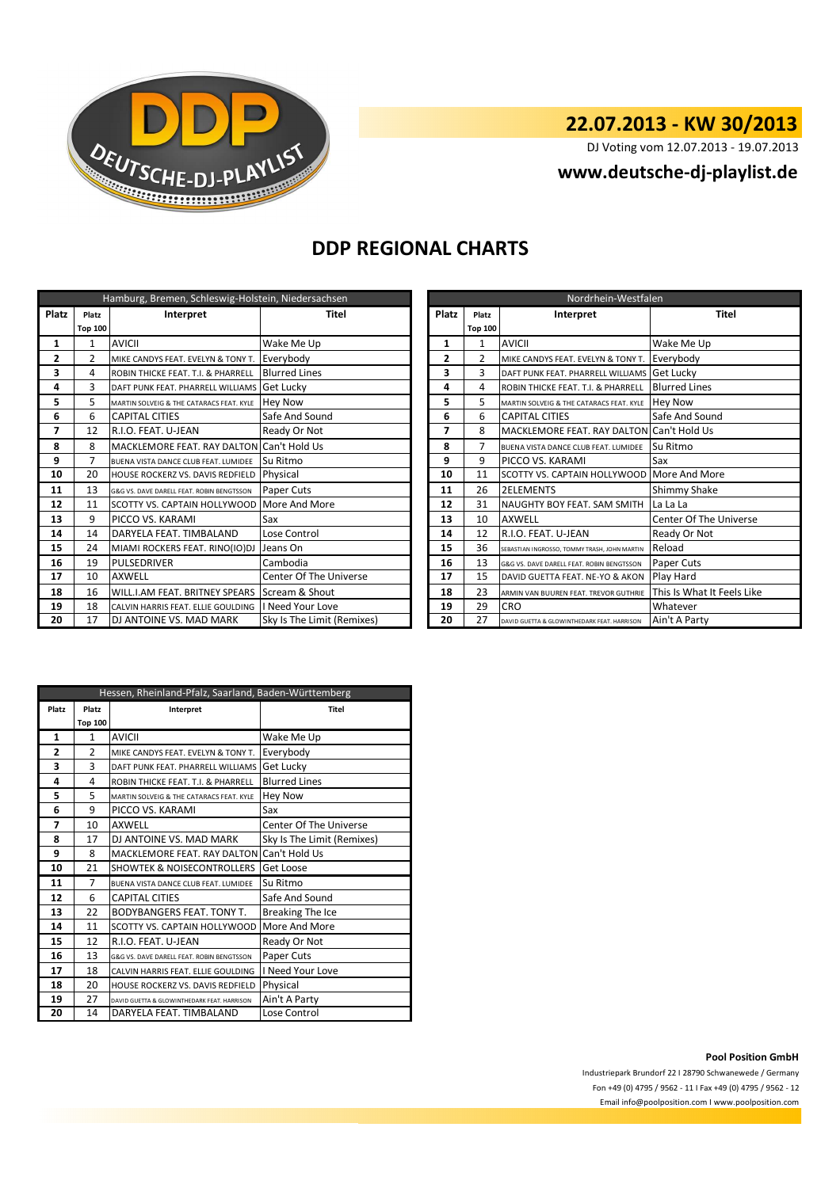## 22.07.2013 - KW 30/2013

DJ Voting vom 12.07.2013 - 19.07.2013

**www.deutsche-dj-playlist.de**

# DDP REGIONAL CHARTS

| Hamburg, Bremen, Schleswig-Holstein, Niedersachsen | | | |
|---|---|---|---|
| Platz | Platz Top 100 | Interpret | Titel |
| 1 | 1 | AVICII | Wake Me Up |
| 2 | 2 | MIKE CANDYS FEAT. EVELYN & TONY T. | Everybody |
| 3 | 4 | ROBIN THICKE FEAT. T.I. & PHARRELL | Blurred Lines |
| 4 | 3 | DAFT PUNK FEAT. PHARRELL WILLIAMS | Get Lucky |
| 5 | 5 | MARTIN SOLVEIG & THE CATARACS FEAT. KYLE | Hey Now |
| 6 | 6 | CAPITAL CITIES | Safe And Sound |
| 7 | 12 | R.I.O. FEAT. U-JEAN | Ready Or Not |
| 8 | 8 | MACKLEMORE FEAT. RAY DALTON | Can't Hold Us |
| 9 | 7 | BUENA VISTA DANCE CLUB FEAT. LUMIDEE | Su Ritmo |
| 10 | 20 | HOUSE ROCKERZ VS. DAVIS REDFIELD | Physical |
| 11 | 13 | G&G VS. DAVE DARELL FEAT. ROBIN BENGTSSON | Paper Cuts |
| 12 | 11 | SCOTTY VS. CAPTAIN HOLLYWOOD | More And More |
| 13 | 9 | PICCO VS. KARAMI | Sax |
| 14 | 14 | DARYELA FEAT. TIMBALAND | Lose Control |
| 15 | 24 | MIAMI ROCKERS FEAT. RINO(IO)DJ | Jeans On |
| 16 | 19 | PULSEDRIVER | Cambodia |
| 17 | 10 | AXWELL | Center Of The Universe |
| 18 | 16 | WILL.I.AM FEAT. BRITNEY SPEARS | Scream & Shout |
| 19 | 18 | CALVIN HARRIS FEAT. ELLIE GOULDING | I Need Your Love |
| 20 | 17 | DJ ANTOINE VS. MAD MARK | Sky Is The Limit (Remixes) |

| Nordrhein-Westfalen | | | |
|---|---|---|---|
| Platz | Platz Top 100 | Interpret | Titel |
| 1 | 1 | AVICII | Wake Me Up |
| 2 | 2 | MIKE CANDYS FEAT. EVELYN & TONY T. | Everybody |
| 3 | 3 | DAFT PUNK FEAT. PHARRELL WILLIAMS | Get Lucky |
| 4 | 4 | ROBIN THICKE FEAT. T.I. & PHARRELL | Blurred Lines |
| 5 | 5 | MARTIN SOLVEIG & THE CATARACS FEAT. KYLE | Hey Now |
| 6 | 6 | CAPITAL CITIES | Safe And Sound |
| 7 | 8 | MACKLEMORE FEAT. RAY DALTON | Can't Hold Us |
| 8 | 7 | BUENA VISTA DANCE CLUB FEAT. LUMIDEE | Su Ritmo |
| 9 | 9 | PICCO VS. KARAMI | Sax |
| 10 | 11 | SCOTTY VS. CAPTAIN HOLLYWOOD | More And More |
| 11 | 26 | 2ELEMENTS | Shimmy Shake |
| 12 | 31 | NAUGHTY BOY FEAT. SAM SMITH | La La La |
| 13 | 10 | AXWELL | Center Of The Universe |
| 14 | 12 | R.I.O. FEAT. U-JEAN | Ready Or Not |
| 15 | 36 | SEBASTIAN INGROSSO, TOMMY TRASH, JOHN MARTIN | Reload |
| 16 | 13 | G&G VS. DAVE DARELL FEAT. ROBIN BENGTSSON | Paper Cuts |
| 17 | 15 | DAVID GUETTA FEAT. NE-YO & AKON | Play Hard |
| 18 | 23 | ARMIN VAN BUUREN FEAT. TREVOR GUTHRIE | This Is What It Feels Like |
| 19 | 29 | CRO | Whatever |
| 20 | 27 | DAVID GUETTA & GLOWINTHEDARK FEAT. HARRISON | Ain't A Party |

| Hessen, Rheinland-Pfalz, Saarland, Baden-Württemberg | | | |
|---|---|---|---|
| Platz | Platz Top 100 | Interpret | Titel |
| 1 | 1 | AVICII | Wake Me Up |
| 2 | 2 | MIKE CANDYS FEAT. EVELYN & TONY T. | Everybody |
| 3 | 3 | DAFT PUNK FEAT. PHARRELL WILLIAMS | Get Lucky |
| 4 | 4 | ROBIN THICKE FEAT. T.I. & PHARRELL | Blurred Lines |
| 5 | 5 | MARTIN SOLVEIG & THE CATARACS FEAT. KYLE | Hey Now |
| 6 | 9 | PICCO VS. KARAMI | Sax |
| 7 | 10 | AXWELL | Center Of The Universe |
| 8 | 17 | DJ ANTOINE VS. MAD MARK | Sky Is The Limit (Remixes) |
| 9 | 8 | MACKLEMORE FEAT. RAY DALTON | Can't Hold Us |
| 10 | 21 | SHOWTEK & NOISECONTROLLERS | Get Loose |
| 11 | 7 | BUENA VISTA DANCE CLUB FEAT. LUMIDEE | Su Ritmo |
| 12 | 6 | CAPITAL CITIES | Safe And Sound |
| 13 | 22 | BODYBANGERS FEAT. TONY T. | Breaking The Ice |
| 14 | 11 | SCOTTY VS. CAPTAIN HOLLYWOOD | More And More |
| 15 | 12 | R.I.O. FEAT. U-JEAN | Ready Or Not |
| 16 | 13 | G&G VS. DAVE DARELL FEAT. ROBIN BENGTSSON | Paper Cuts |
| 17 | 18 | CALVIN HARRIS FEAT. ELLIE GOULDING | I Need Your Love |
| 18 | 20 | HOUSE ROCKERZ VS. DAVIS REDFIELD | Physical |
| 19 | 27 | DAVID GUETTA & GLOWINTHEDARK FEAT. HARRISON | Ain't A Party |
| 20 | 14 | DARYELA FEAT. TIMBALAND | Lose Control |

**Pool Position GmbH**

Industriepark Brundorf 22 I 28790 Schwanewede / Germany

Fon +49 (0) 4795 / 9562 - 11 I Fax +49 (0) 4795 / 9562 - 12

Email info@poolposition.com I www.poolposition.com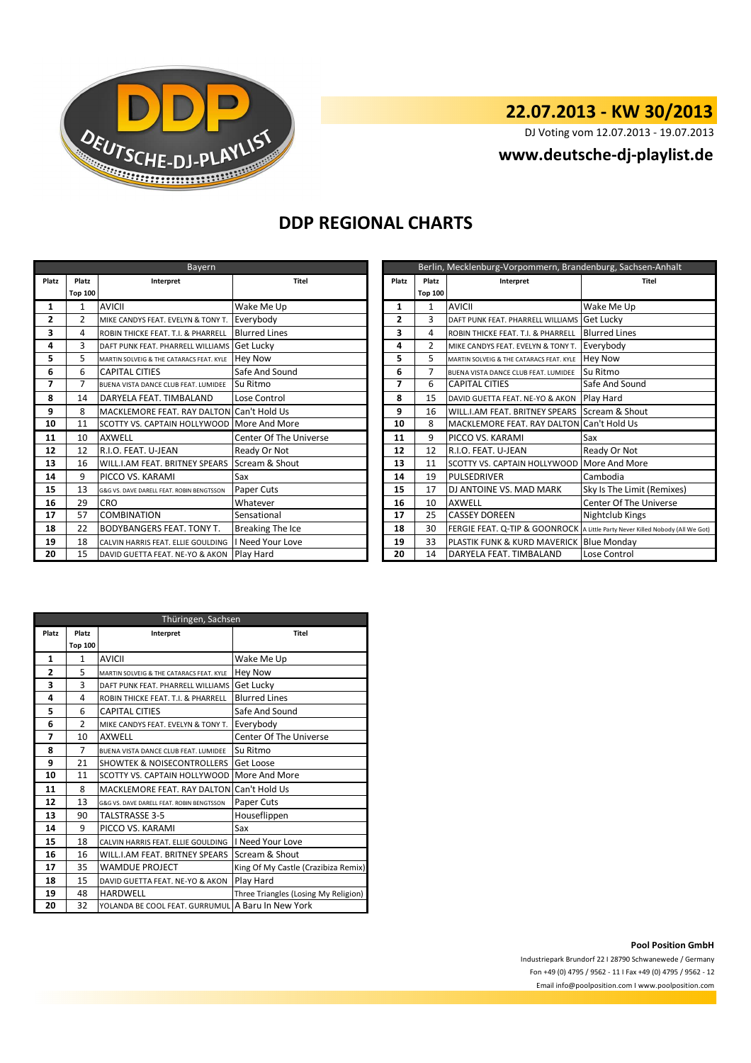# 22.07.2013 - KW 30/2013

DJ Voting vom 12.07.2013 - 19.07.2013

**www.deutsche-dj-playlist.de**

## DDP REGIONAL CHARTS

| Bayern | | | |
|---|---|---|---|
| **Platz** | **Platz Top 100** | **Interpret** | **Titel** |
| **1** | 1 | AVICII | Wake Me Up |
| **2** | 2 | MIKE CANDYS FEAT. EVELYN & TONY T. | Everybody |
| **3** | 4 | ROBIN THICKE FEAT. T.I. & PHARRELL | Blurred Lines |
| **4** | 3 | DAFT PUNK FEAT. PHARRELL WILLIAMS | Get Lucky |
| **5** | 5 | MARTIN SOLVEIG & THE CATARACS FEAT. KYLE | Hey Now |
| **6** | 6 | CAPITAL CITIES | Safe And Sound |
| **7** | 7 | BUENA VISTA DANCE CLUB FEAT. LUMIDEE | Su Ritmo |
| **8** | 14 | DARYELA FEAT. TIMBALAND | Lose Control |
| **9** | 8 | MACKLEMORE FEAT. RAY DALTON | Can't Hold Us |
| **10** | 11 | SCOTTY VS. CAPTAIN HOLLYWOOD | More And More |
| **11** | 10 | AXWELL | Center Of The Universe |
| **12** | 12 | R.I.O. FEAT. U-JEAN | Ready Or Not |
| **13** | 16 | WILL.I.AM FEAT. BRITNEY SPEARS | Scream & Shout |
| **14** | 9 | PICCO VS. KARAMI | Sax |
| **15** | 13 | G&G VS. DAVE DARELL FEAT. ROBIN BENGTSSON | Paper Cuts |
| **16** | 29 | CRO | Whatever |
| **17** | 57 | COMBINATION | Sensational |
| **18** | 22 | BODYBANGERS FEAT. TONY T. | Breaking The Ice |
| **19** | 18 | CALVIN HARRIS FEAT. ELLIE GOULDING | I Need Your Love |
| **20** | 15 | DAVID GUETTA FEAT. NE-YO & AKON | Play Hard |

| Berlin, Mecklenburg-Vorpommern, Brandenburg, Sachsen-Anhalt | | | |
|---|---|---|---|
| **Platz** | **Platz Top 100** | **Interpret** | **Titel** |
| **1** | 1 | AVICII | Wake Me Up |
| **2** | 3 | DAFT PUNK FEAT. PHARRELL WILLIAMS | Get Lucky |
| **3** | 4 | ROBIN THICKE FEAT. T.I. & PHARRELL | Blurred Lines |
| **4** | 2 | MIKE CANDYS FEAT. EVELYN & TONY T. | Everybody |
| **5** | 5 | MARTIN SOLVEIG & THE CATARACS FEAT. KYLE | Hey Now |
| **6** | 7 | BUENA VISTA DANCE CLUB FEAT. LUMIDEE | Su Ritmo |
| **7** | 6 | CAPITAL CITIES | Safe And Sound |
| **8** | 15 | DAVID GUETTA FEAT. NE-YO & AKON | Play Hard |
| **9** | 16 | WILL.I.AM FEAT. BRITNEY SPEARS | Scream & Shout |
| **10** | 8 | MACKLEMORE FEAT. RAY DALTON | Can't Hold Us |
| **11** | 9 | PICCO VS. KARAMI | Sax |
| **12** | 12 | R.I.O. FEAT. U-JEAN | Ready Or Not |
| **13** | 11 | SCOTTY VS. CAPTAIN HOLLYWOOD | More And More |
| **14** | 19 | PULSEDRIVER | Cambodia |
| **15** | 17 | DJ ANTOINE VS. MAD MARK | Sky Is The Limit (Remixes) |
| **16** | 10 | AXWELL | Center Of The Universe |
| **17** | 25 | CASSEY DOREEN | Nightclub Kings |
| **18** | 30 | FERGIE FEAT. Q-TIP & GOONROCK | A Little Party Never Killed Nobody (All We Got) |
| **19** | 33 | PLASTIK FUNK & KURD MAVERICK | Blue Monday |
| **20** | 14 | DARYELA FEAT. TIMBALAND | Lose Control |

| Thüringen, Sachsen | | | |
|---|---|---|---|
| **Platz** | **Platz Top 100** | **Interpret** | **Titel** |
| **1** | 1 | AVICII | Wake Me Up |
| **2** | 5 | MARTIN SOLVEIG & THE CATARACS FEAT. KYLE | Hey Now |
| **3** | 3 | DAFT PUNK FEAT. PHARRELL WILLIAMS | Get Lucky |
| **4** | 4 | ROBIN THICKE FEAT. T.I. & PHARRELL | Blurred Lines |
| **5** | 6 | CAPITAL CITIES | Safe And Sound |
| **6** | 2 | MIKE CANDYS FEAT. EVELYN & TONY T. | Everybody |
| **7** | 10 | AXWELL | Center Of The Universe |
| **8** | 7 | BUENA VISTA DANCE CLUB FEAT. LUMIDEE | Su Ritmo |
| **9** | 21 | SHOWTEK & NOISECONTROLLERS | Get Loose |
| **10** | 11 | SCOTTY VS. CAPTAIN HOLLYWOOD | More And More |
| **11** | 8 | MACKLEMORE FEAT. RAY DALTON | Can't Hold Us |
| **12** | 13 | G&G VS. DAVE DARELL FEAT. ROBIN BENGTSSON | Paper Cuts |
| **13** | 90 | TALSTRASSE 3-5 | Houseflippen |
| **14** | 9 | PICCO VS. KARAMI | Sax |
| **15** | 18 | CALVIN HARRIS FEAT. ELLIE GOULDING | I Need Your Love |
| **16** | 16 | WILL.I.AM FEAT. BRITNEY SPEARS | Scream & Shout |
| **17** | 35 | WAMDUE PROJECT | King Of My Castle (Crazibiza Remix) |
| **18** | 15 | DAVID GUETTA FEAT. NE-YO & AKON | Play Hard |
| **19** | 48 | HARDWELL | Three Triangles (Losing My Religion) |
| **20** | 32 | YOLANDA BE COOL FEAT. GURRUMUL | A Baru In New York |

**Pool Position GmbH**

Industriepark Brundorf 22 I 28790 Schwanewede / Germany

Fon +49 (0) 4795 / 9562 - 11 I Fax +49 (0) 4795 / 9562 - 12

Email info@poolposition.com I www.poolposition.com